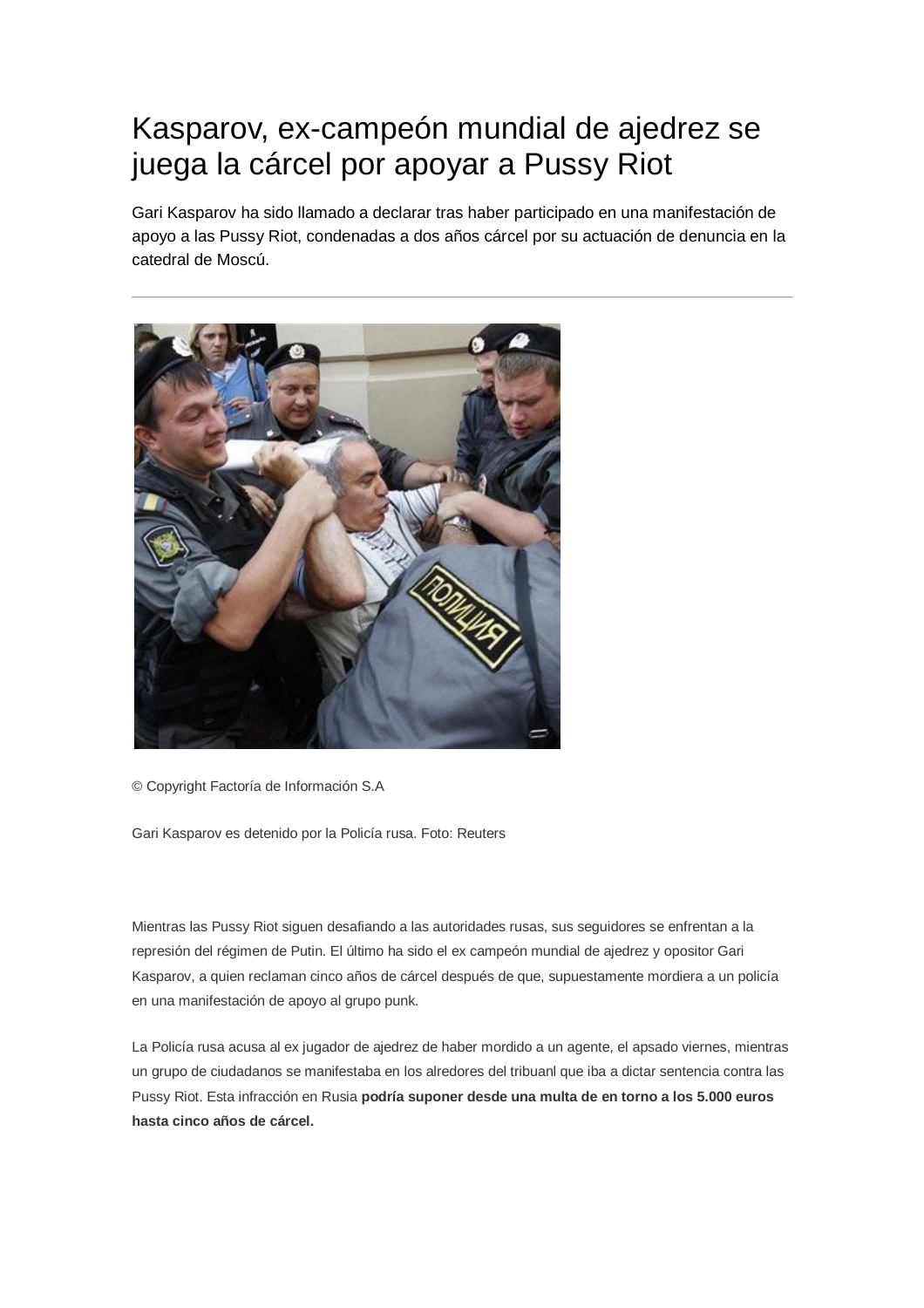# Kasparov, ex-campeón mundial de ajedrez se juega la cárcel por apoyar a Pussy Riot

Gari Kasparov ha sido llamado a declarar tras haber participado en una manifestación de apoyo a las Pussy Riot, condenadas a dos años cárcel por su actuación de denuncia en la catedral de Moscú.

---

© Copyright Factoría de Información S.A

Gari Kasparov es detenido por la Policía rusa. Foto: Reuters

Mientras las Pussy Riot siguen desafiando a las autoridades rusas, sus seguidores se enfrentan a la represión del régimen de Putin. El último ha sido el ex campeón mundial de ajedrez y opositor Gari Kasparov, a quien reclaman cinco años de cárcel después de que, supuestamente mordiera a un policía en una manifestación de apoyo al grupo punk.

La Policía rusa acusa al ex jugador de ajedrez de haber mordido a un agente, el apsado viernes, mientras un grupo de ciudadanos se manifestaba en los alredores del tribuanl que iba a dictar sentencia contra las Pussy Riot. Esta infracción en Rusia **podría suponer desde una multa de en torno a los 5.000 euros hasta cinco años de cárcel.**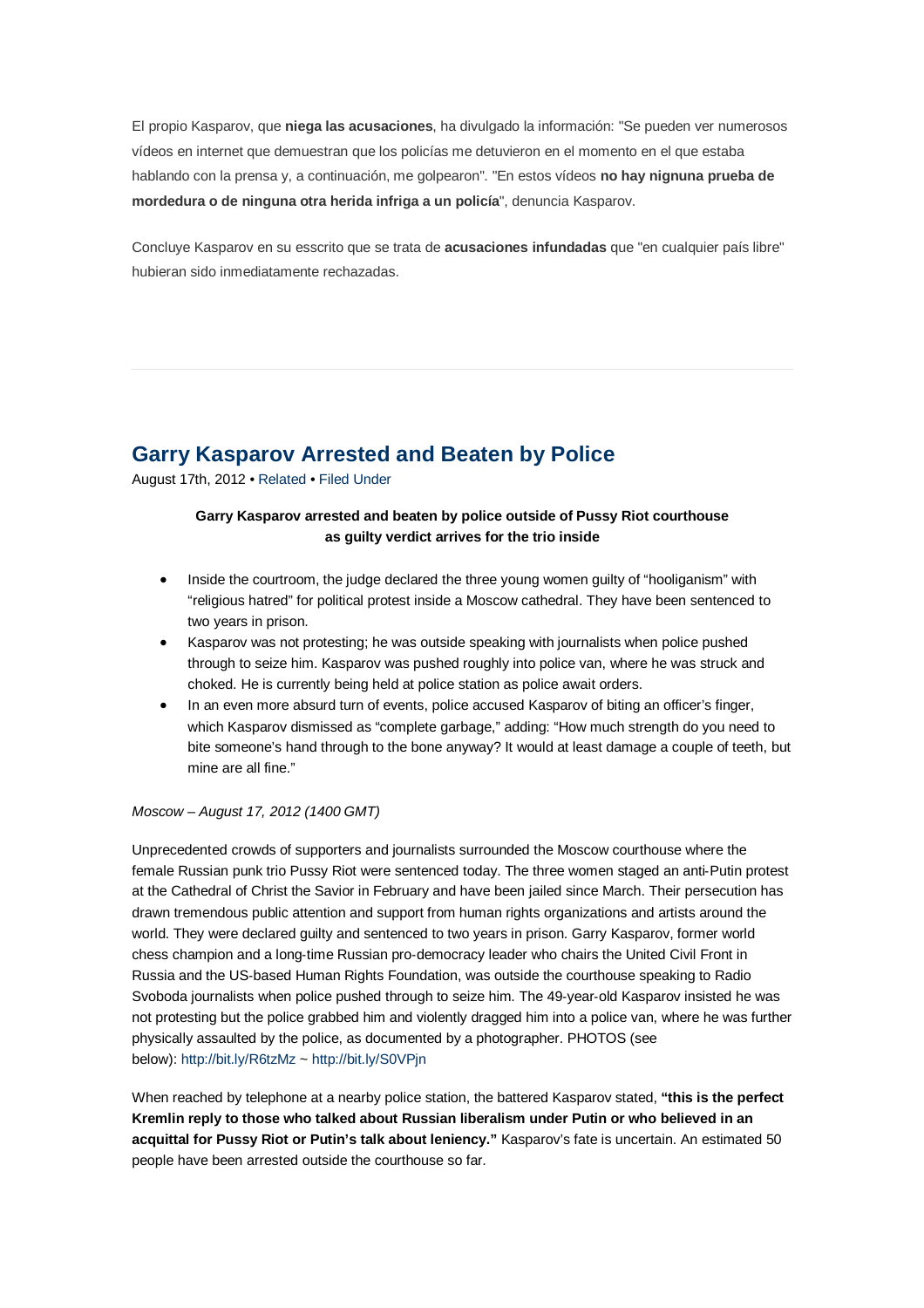El propio Kasparov, que **niega las acusaciones**, ha divulgado la información: "Se pueden ver numerosos vídeos en internet que demuestran que los policías me detuvieron en el momento en el que estaba hablando con la prensa y, a continuación, me golpearon". "En estos vídeos **no hay nignuna prueba de mordedura o de ninguna otra herida infriga a un policía**", denuncia Kasparov.

Concluye Kasparov en su esscrito que se trata de **acusaciones infundadas** que "en cualquier país libre" hubieran sido inmediatamente rechazadas.

---

## Garry Kasparov Arrested and Beaten by Police

August 17th, 2012 • Related • Filed Under

**Garry Kasparov arrested and beaten by police outside of Pussy Riot courthouse as guilty verdict arrives for the trio inside**

- Inside the courtroom, the judge declared the three young women guilty of "hooliganism" with "religious hatred" for political protest inside a Moscow cathedral. They have been sentenced to two years in prison.
- Kasparov was not protesting; he was outside speaking with journalists when police pushed through to seize him. Kasparov was pushed roughly into police van, where he was struck and choked. He is currently being held at police station as police await orders.
- In an even more absurd turn of events, police accused Kasparov of biting an officer's finger, which Kasparov dismissed as "complete garbage," adding: "How much strength do you need to bite someone's hand through to the bone anyway? It would at least damage a couple of teeth, but mine are all fine."

*Moscow – August 17, 2012 (1400 GMT)*

Unprecedented crowds of supporters and journalists surrounded the Moscow courthouse where the female Russian punk trio Pussy Riot were sentenced today. The three women staged an anti-Putin protest at the Cathedral of Christ the Savior in February and have been jailed since March. Their persecution has drawn tremendous public attention and support from human rights organizations and artists around the world. They were declared guilty and sentenced to two years in prison. Garry Kasparov, former world chess champion and a long-time Russian pro-democracy leader who chairs the United Civil Front in Russia and the US-based Human Rights Foundation, was outside the courthouse speaking to Radio Svoboda journalists when police pushed through to seize him. The 49-year-old Kasparov insisted he was not protesting but the police grabbed him and violently dragged him into a police van, where he was further physically assaulted by the police, as documented by a photographer. PHOTOS (see below): http://bit.ly/R6tzMz ~ http://bit.ly/S0VPjn

When reached by telephone at a nearby police station, the battered Kasparov stated, **"this is the perfect Kremlin reply to those who talked about Russian liberalism under Putin or who believed in an acquittal for Pussy Riot or Putin's talk about leniency."** Kasparov's fate is uncertain. An estimated 50 people have been arrested outside the courthouse so far.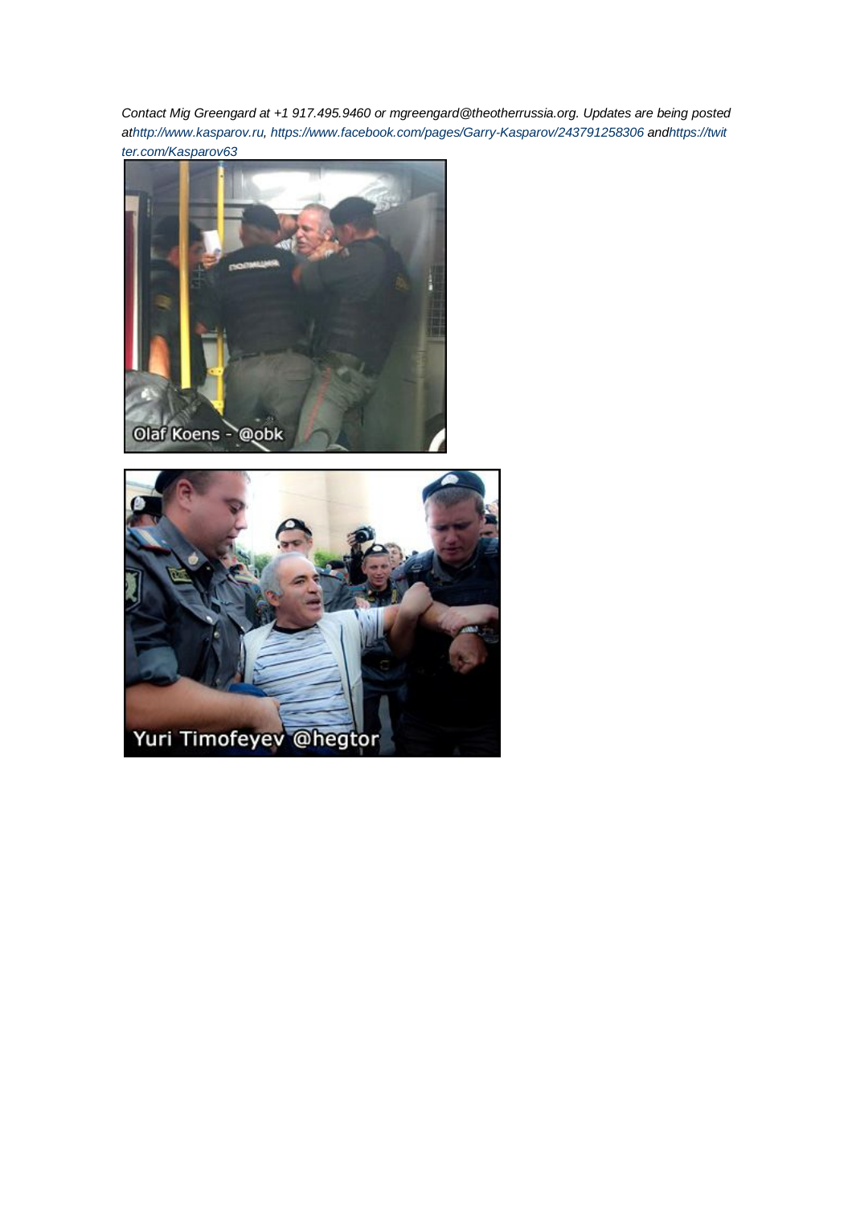*Contact Mig Greengard at +1 917.495.9460 or mgreengard@theotherrussia.org. Updates are being posted at http://www.kasparov.ru, https://www.facebook.com/pages/Garry-Kasparov/243791258306 and https://twitter.com/Kasparov63*